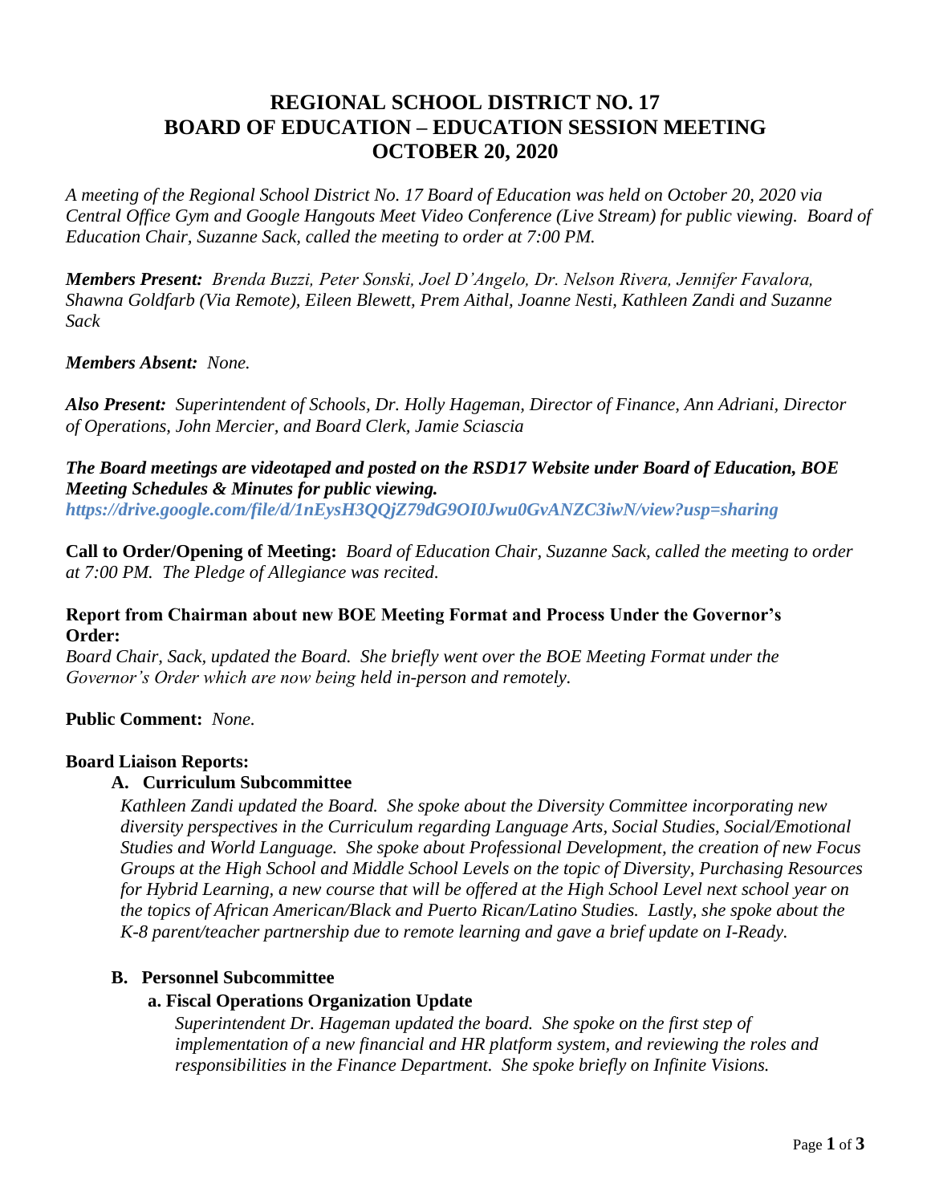# REGIONAL SCHOOL DISTRICT NO. 17
# BOARD OF EDUCATION – EDUCATION SESSION MEETING
# OCTOBER 20, 2020

*A meeting of the Regional School District No. 17 Board of Education was held on October 20, 2020 via Central Office Gym and Google Hangouts Meet Video Conference (Live Stream) for public viewing. Board of Education Chair, Suzanne Sack, called the meeting to order at 7:00 PM.*

***Members Present:*** *Brenda Buzzi, Peter Sonski, Joel D'Angelo, Dr. Nelson Rivera, Jennifer Favalora, Shawna Goldfarb (Via Remote), Eileen Blewett, Prem Aithal, Joanne Nesti, Kathleen Zandi and Suzanne Sack*

***Members Absent:*** *None.*

***Also Present:*** *Superintendent of Schools, Dr. Holly Hageman, Director of Finance, Ann Adriani, Director of Operations, John Mercier, and Board Clerk, Jamie Sciascia*

***The Board meetings are videotaped and posted on the RSD17 Website under Board of Education, BOE Meeting Schedules & Minutes for public viewing.***
***https://drive.google.com/file/d/1nEysH3QQjZ79dG9OI0Jwu0GvANZC3iwN/view?usp=sharing***

**Call to Order/Opening of Meeting:** *Board of Education Chair, Suzanne Sack, called the meeting to order at 7:00 PM. The Pledge of Allegiance was recited.*

**Report from Chairman about new BOE Meeting Format and Process Under the Governor's Order:**
*Board Chair, Sack, updated the Board. She briefly went over the BOE Meeting Format under the Governor's Order which are now being held in-person and remotely.*

**Public Comment:** *None.*

**Board Liaison Reports:**

**A. Curriculum Subcommittee**

*Kathleen Zandi updated the Board. She spoke about the Diversity Committee incorporating new diversity perspectives in the Curriculum regarding Language Arts, Social Studies, Social/Emotional Studies and World Language. She spoke about Professional Development, the creation of new Focus Groups at the High School and Middle School Levels on the topic of Diversity, Purchasing Resources for Hybrid Learning, a new course that will be offered at the High School Level next school year on the topics of African American/Black and Puerto Rican/Latino Studies. Lastly, she spoke about the K-8 parent/teacher partnership due to remote learning and gave a brief update on I-Ready.*

**B. Personnel Subcommittee**

**a. Fiscal Operations Organization Update**

*Superintendent Dr. Hageman updated the board. She spoke on the first step of implementation of a new financial and HR platform system, and reviewing the roles and responsibilities in the Finance Department. She spoke briefly on Infinite Visions.*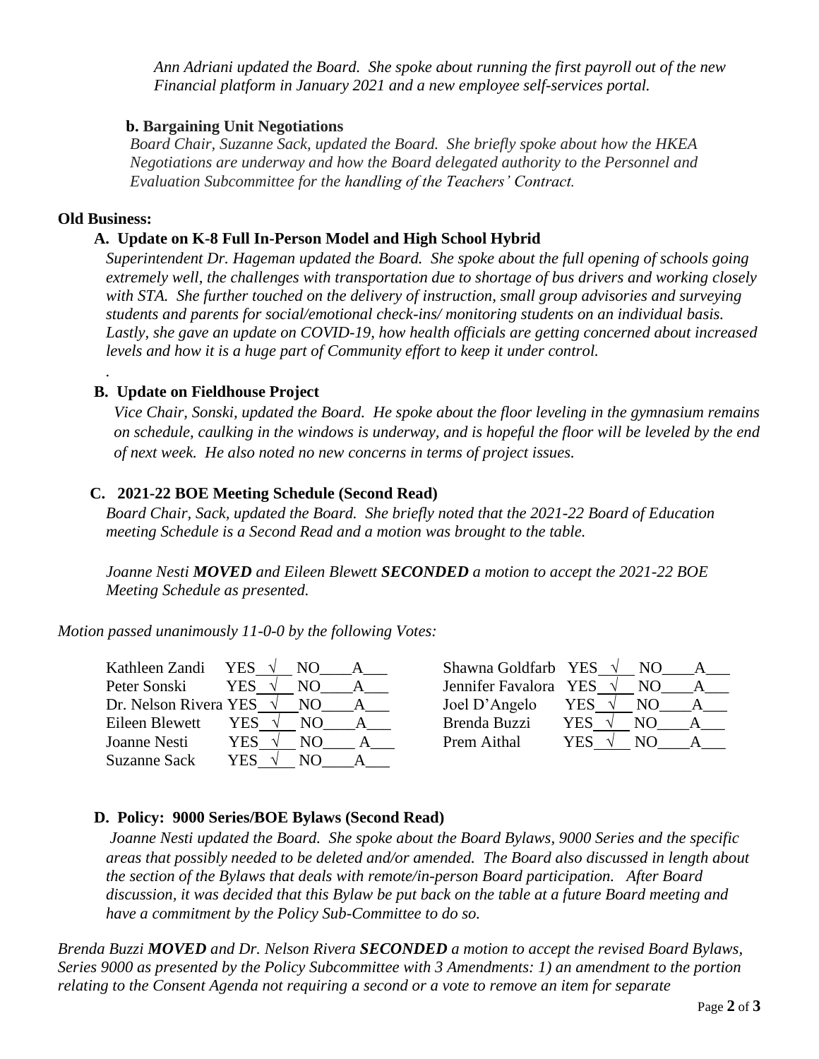*Ann Adriani updated the Board. She spoke about running the first payroll out of the new Financial platform in January 2021 and a new employee self-services portal.*

**b. Bargaining Unit Negotiations**

*Board Chair, Suzanne Sack, updated the Board. She briefly spoke about how the HKEA Negotiations are underway and how the Board delegated authority to the Personnel and Evaluation Subcommittee for the handling of the Teachers' Contract.*

**Old Business:**

**A. Update on K-8 Full In-Person Model and High School Hybrid**

*Superintendent Dr. Hageman updated the Board. She spoke about the full opening of schools going extremely well, the challenges with transportation due to shortage of bus drivers and working closely with STA. She further touched on the delivery of instruction, small group advisories and surveying students and parents for social/emotional check-ins/ monitoring students on an individual basis. Lastly, she gave an update on COVID-19, how health officials are getting concerned about increased levels and how it is a huge part of Community effort to keep it under control.*

.

**B. Update on Fieldhouse Project**

*Vice Chair, Sonski, updated the Board. He spoke about the floor leveling in the gymnasium remains on schedule, caulking in the windows is underway, and is hopeful the floor will be leveled by the end of next week. He also noted no new concerns in terms of project issues.*

**C. 2021-22 BOE Meeting Schedule (Second Read)**

*Board Chair, Sack, updated the Board. She briefly noted that the 2021-22 Board of Education meeting Schedule is a Second Read and a motion was brought to the table.*

*Joanne Nesti **MOVED** and Eileen Blewett **SECONDED** a motion to accept the 2021-22 BOE Meeting Schedule as presented.*

*Motion passed unanimously 11-0-0 by the following Votes:*

Kathleen Zandi YES √ NO____A___
Peter Sonski YES √ NO____A___
Dr. Nelson Rivera YES √ NO____A___
Eileen Blewett YES √ NO____A___
Joanne Nesti YES √ NO____A___
Suzanne Sack YES____ NO____A___
Shawna Goldfarb YES √ NO____A___
Jennifer Favalora YES √ NO____A___
Joel D'Angelo YES √ NO____A___
Brenda Buzzi YES √ NO____A___
Prem Aithal YES √ NO____A___

**D. Policy: 9000 Series/BOE Bylaws (Second Read)**

*Joanne Nesti updated the Board. She spoke about the Board Bylaws, 9000 Series and the specific areas that possibly needed to be deleted and/or amended. The Board also discussed in length about the section of the Bylaws that deals with remote/in-person Board participation. After Board discussion, it was decided that this Bylaw be put back on the table at a future Board meeting and have a commitment by the Policy Sub-Committee to do so.*

*Brenda Buzzi **MOVED** and Dr. Nelson Rivera **SECONDED** a motion to accept the revised Board Bylaws, Series 9000 as presented by the Policy Subcommittee with 3 Amendments: 1) an amendment to the portion relating to the Consent Agenda not requiring a second or a vote to remove an item for separate*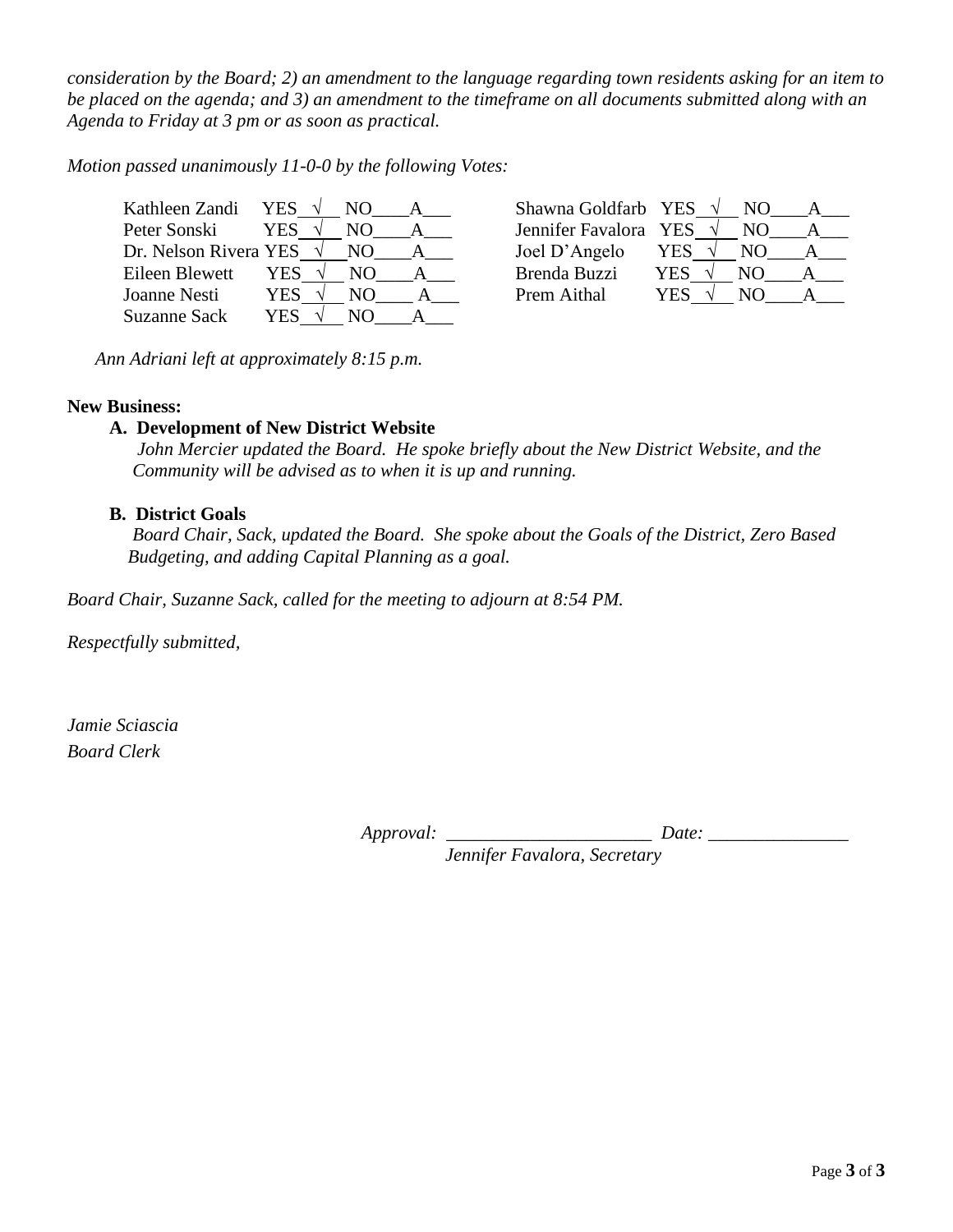*consideration by the Board; 2) an amendment to the language regarding town residents asking for an item to be placed on the agenda; and 3) an amendment to the timeframe on all documents submitted along with an Agenda to Friday at 3 pm or as soon as practical.*

*Motion passed unanimously 11-0-0 by the following Votes:*

| | | | | | | | |
|---|---|---|---|---|---|---|---|
| Kathleen Zandi | YES √ | NO___ | A___ | Shawna Goldfarb | YES √ | NO___ | A___ |
| Peter Sonski | YES √ | NO___ | A___ | Jennifer Favalora | YES √ | NO___ | A___ |
| Dr. Nelson Rivera | YES √ | NO___ | A___ | Joel D'Angelo | YES √ | NO___ | A___ |
| Eileen Blewett | YES √ | NO___ | A___ | Brenda Buzzi | YES √ | NO___ | A___ |
| Joanne Nesti | YES √ | NO___ | A___ | Prem Aithal | YES √ | NO___ | A___ |
| Suzanne Sack | YES √ | NO___ | A___ | | | | |

*Ann Adriani left at approximately 8:15 p.m.*

**New Business:**

**A. Development of New District Website**

*John Mercier updated the Board. He spoke briefly about the New District Website, and the Community will be advised as to when it is up and running.*

**B. District Goals**

*Board Chair, Sack, updated the Board. She spoke about the Goals of the District, Zero Based Budgeting, and adding Capital Planning as a goal.*

*Board Chair, Suzanne Sack, called for the meeting to adjourn at 8:54 PM.*

*Respectfully submitted,*

*Jamie Sciascia*
*Board Clerk*

*Approval:* ______________________ *Date:* _______________
*Jennifer Favalora, Secretary*